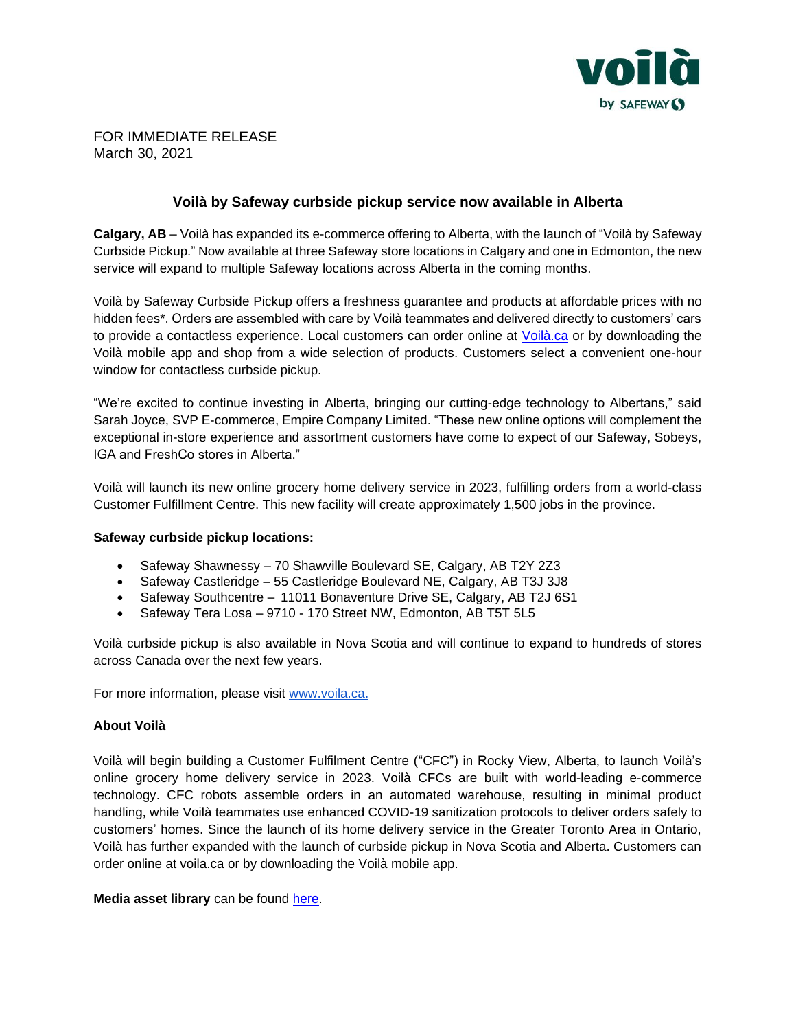voilà

by SAFEWAY

FOR IMMEDIATE RELEASE
March 30, 2021

## Voilà by Safeway curbside pickup service now available in Alberta

**Calgary, AB** – Voilà has expanded its e-commerce offering to Alberta, with the launch of "Voilà by Safeway Curbside Pickup." Now available at three Safeway store locations in Calgary and one in Edmonton, the new service will expand to multiple Safeway locations across Alberta in the coming months.

Voilà by Safeway Curbside Pickup offers a freshness guarantee and products at affordable prices with no hidden fees*. Orders are assembled with care by Voilà teammates and delivered directly to customers' cars to provide a contactless experience. Local customers can order online at [Voilà.ca](Voilà.ca) or by downloading the Voilà mobile app and shop from a wide selection of products. Customers select a convenient one-hour window for contactless curbside pickup.

"We're excited to continue investing in Alberta, bringing our cutting-edge technology to Albertans," said Sarah Joyce, SVP E-commerce, Empire Company Limited. "These new online options will complement the exceptional in-store experience and assortment customers have come to expect of our Safeway, Sobeys, IGA and FreshCo stores in Alberta."

Voilà will launch its new online grocery home delivery service in 2023, fulfilling orders from a world-class Customer Fulfillment Centre. This new facility will create approximately 1,500 jobs in the province.

**Safeway curbside pickup locations:**

- Safeway Shawnessy – 70 Shawville Boulevard SE, Calgary, AB T2Y 2Z3
- Safeway Castleridge – 55 Castleridge Boulevard NE, Calgary, AB T3J 3J8
- Safeway Southcentre – 11011 Bonaventure Drive SE, Calgary, AB T2J 6S1
- Safeway Tera Losa – 9710 - 170 Street NW, Edmonton, AB T5T 5L5

Voilà curbside pickup is also available in Nova Scotia and will continue to expand to hundreds of stores across Canada over the next few years.

For more information, please visit [www.voila.ca.](www.voila.ca)

**About Voilà**

Voilà will begin building a Customer Fulfilment Centre ("CFC") in Rocky View, Alberta, to launch Voilà's online grocery home delivery service in 2023. Voilà CFCs are built with world-leading e-commerce technology. CFC robots assemble orders in an automated warehouse, resulting in minimal product handling, while Voilà teammates use enhanced COVID-19 sanitization protocols to deliver orders safely to customers' homes. Since the launch of its home delivery service in the Greater Toronto Area in Ontario, Voilà has further expanded with the launch of curbside pickup in Nova Scotia and Alberta. Customers can order online at voila.ca or by downloading the Voilà mobile app.

**Media asset library** can be found here.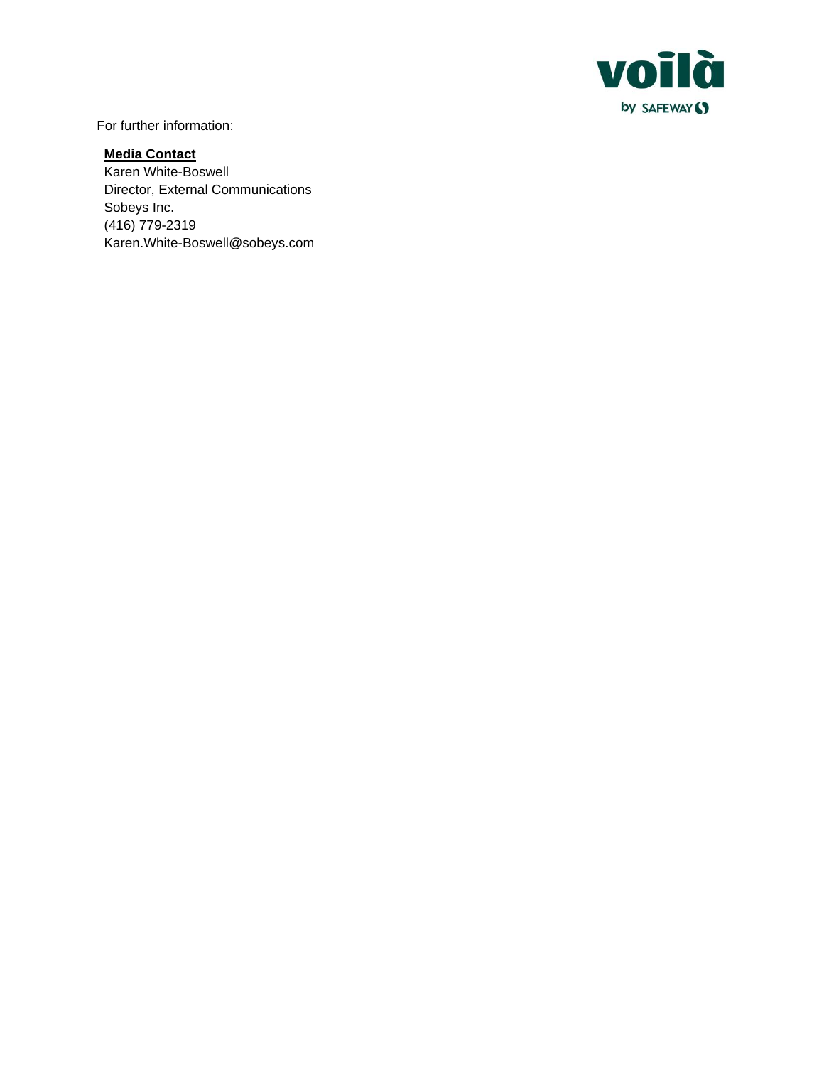For further information:

**Media Contact**
Karen White-Boswell
Director, External Communications
Sobeys Inc.
(416) 779-2319
Karen.White-Boswell@sobeys.com